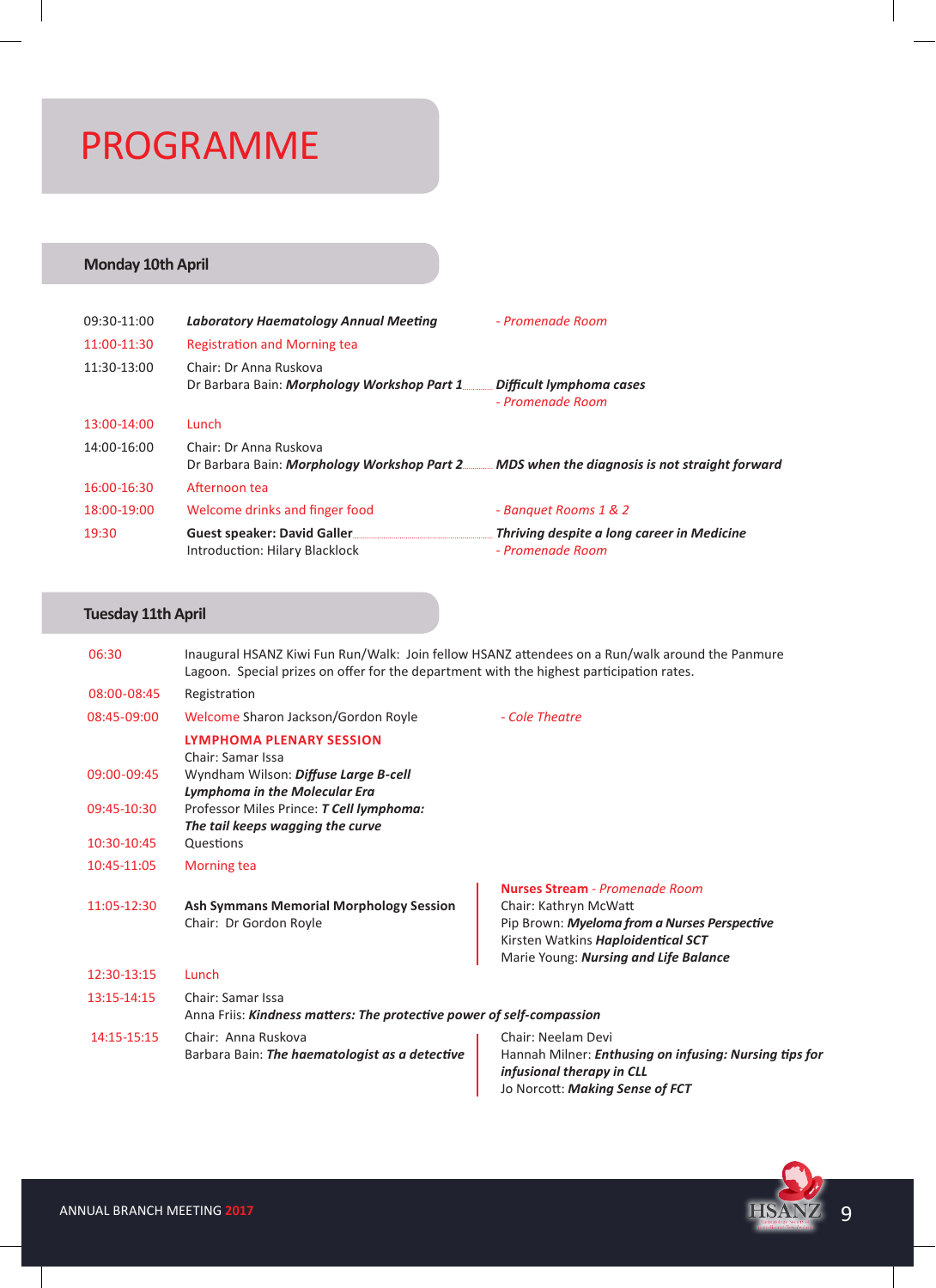# PROGRAMME

## Monday 10th April

| Time | Session | Details |
|---|---|---|
| 09:30-11:00 | ***Laboratory Haematology Annual Meeting*** | *- Promenade Room* |
| 11:00-11:30 | Registration and Morning tea | |
| 11:30-13:00 | Chair: Dr Anna Ruskova<br>Dr Barbara Bain: ***Morphology Workshop Part 1*** | ***Difficult lymphoma cases***<br>*- Promenade Room* |
| 13:00-14:00 | Lunch | |
| 14:00-16:00 | Chair: Dr Anna Ruskova<br>Dr Barbara Bain: ***Morphology Workshop Part 2*** | ***MDS when the diagnosis is not straight forward*** |
| 16:00-16:30 | Afternoon tea | |
| 18:00-19:00 | Welcome drinks and finger food | *- Banquet Rooms 1 & 2* |
| 19:30 | **Guest speaker: David Galler**<br>Introduction: Hilary Blacklock | ***Thriving despite a long career in Medicine***<br>*- Promenade Room* |

## Tuesday 11th April

| Time | Session | Nurses Stream |
|---|---|---|
| 06:30 | Inaugural HSANZ Kiwi Fun Run/Walk: Join fellow HSANZ attendees on a Run/walk around the Panmure Lagoon. Special prizes on offer for the department with the highest participation rates. | |
| 08:00-08:45 | Registration | |
| 08:45-09:00 | Welcome Sharon Jackson/Gordon Royle | *- Cole Theatre* |
| | **LYMPHOMA PLENARY SESSION**<br>Chair: Samar Issa | |
| 09:00-09:45 | Wyndham Wilson: ***Diffuse Large B-cell Lymphoma in the Molecular Era*** | |
| 09:45-10:30 | Professor Miles Prince: ***T Cell lymphoma: The tail keeps wagging the curve*** | |
| 10:30-10:45 | Questions | |
| 10:45-11:05 | Morning tea | |
| 11:05-12:30 | **Ash Symmans Memorial Morphology Session**<br>Chair: Dr Gordon Royle | **Nurses Stream** *- Promenade Room*<br>Chair: Kathryn McWatt<br>Pip Brown: ***Myeloma from a Nurses Perspective***<br>Kirsten Watkins ***Haploidentical SCT***<br>Marie Young: ***Nursing and Life Balance*** |
| 12:30-13:15 | Lunch | |
| 13:15-14:15 | Chair: Samar Issa<br>Anna Friis: ***Kindness matters: The protective power of self-compassion*** | |
| 14:15-15:15 | Chair: Anna Ruskova<br>Barbara Bain: ***The haematologist as a detective*** | Chair: Neelam Devi<br>Hannah Milner: ***Enthusing on infusing: Nursing tips for infusional therapy in CLL***<br>Jo Norcott: ***Making Sense of FCT*** |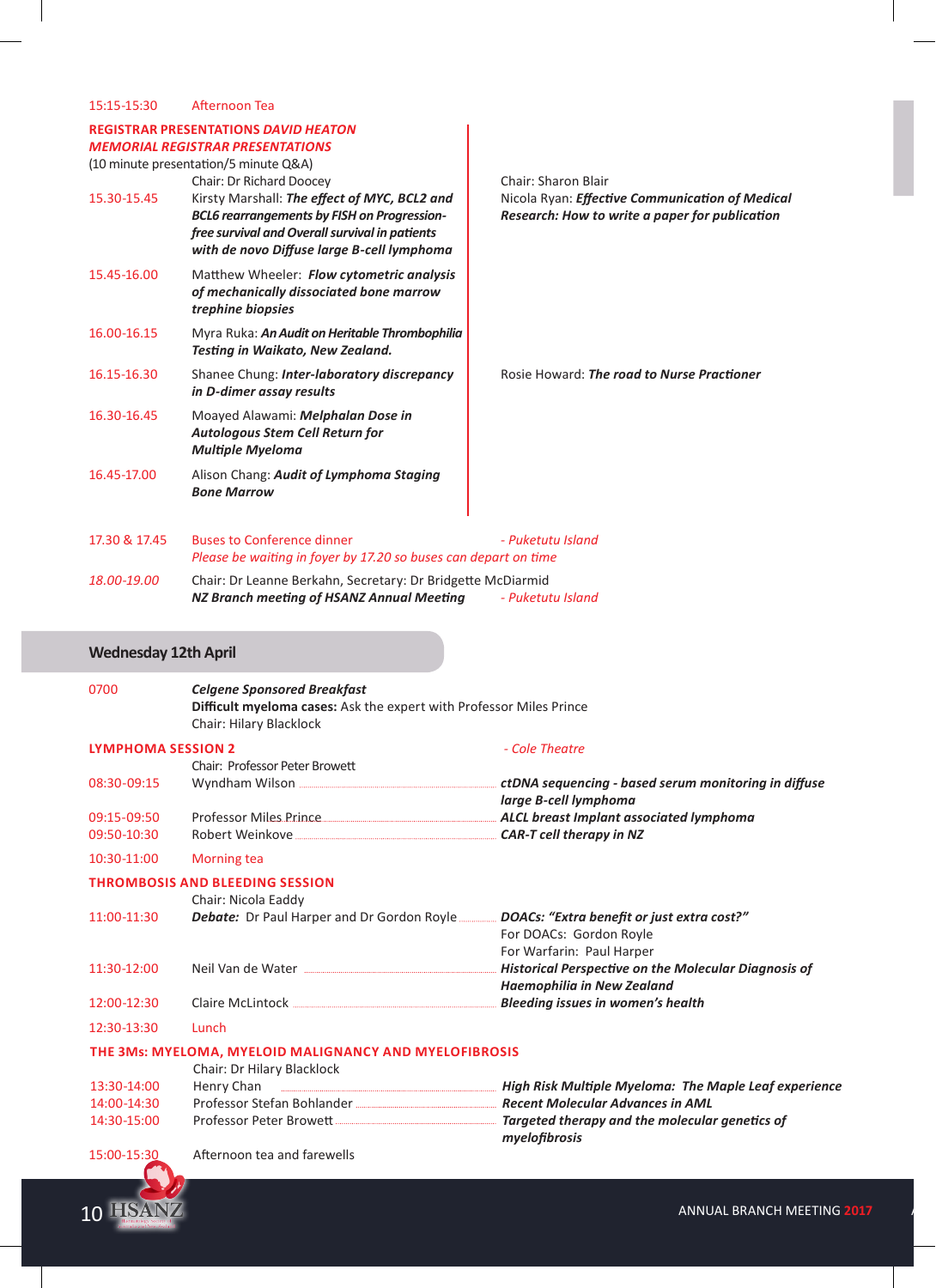15:15-15:30 Afternoon Tea

**REGISTRAR PRESENTATIONS *DAVID HEATON MEMORIAL REGISTRAR PRESENTATIONS***

(10 minute presentation/5 minute Q&A)

Chair: Dr Richard Doocey

| | |
|---|---|
| 15.30-15.45 | Kirsty Marshall: ***The effect of MYC, BCL2 and BCL6 rearrangements by FISH on Progression-free survival and Overall survival in patients with de novo Diffuse large B-cell lymphoma*** |
| 15.45-16.00 | Matthew Wheeler: ***Flow cytometric analysis of mechanically dissociated bone marrow trephine biopsies*** |
| 16.00-16.15 | Myra Ruka: ***An Audit on Heritable Thrombophilia Testing in Waikato, New Zealand.*** |
| 16.15-16.30 | Shanee Chung: ***Inter-laboratory discrepancy in D-dimer assay results*** |
| 16.30-16.45 | Moayed Alawami: ***Melphalan Dose in Autologous Stem Cell Return for Multiple Myeloma*** |
| 16.45-17.00 | Alison Chang: ***Audit of Lymphoma Staging Bone Marrow*** |

Chair: Sharon Blair

Nicola Ryan: ***Effective Communication of Medical Research: How to write a paper for publication***

Rosie Howard: ***The road to Nurse Practioner***

17.30 & 17.45 Buses to Conference dinner *- Puketutu Island*

*Please be waiting in foyer by 17.20 so buses can depart on time*

*18.00-19.00* Chair: Dr Leanne Berkahn, Secretary: Dr Bridgette McDiarmid

***NZ Branch meeting of HSANZ Annual Meeting*** *- Puketutu Island*

## Wednesday 12th April

0700 ***Celgene Sponsored Breakfast***

**Difficult myeloma cases:** Ask the expert with Professor Miles Prince

Chair: Hilary Blacklock

### LYMPHOMA SESSION 2 *- Cole Theatre*

Chair: Professor Peter Browett

| | | |
|---|---|---|
| 08:30-09:15 | Wyndham Wilson | ***ctDNA sequencing - based serum monitoring in diffuse large B-cell lymphoma*** |
| 09:15-09:50 | Professor Miles Prince | ***ALCL breast Implant associated lymphoma*** |
| 09:50-10:30 | Robert Weinkove | ***CAR-T cell therapy in NZ*** |

10:30-11:00 Morning tea

### THROMBOSIS AND BLEEDING SESSION

Chair: Nicola Eaddy

| | | |
|---|---|---|
| 11:00-11:30 | ***Debate:*** Dr Paul Harper and Dr Gordon Royle | ***DOACs: "Extra benefit or just extra cost?"*** For DOACs: Gordon Royle For Warfarin: Paul Harper |
| 11:30-12:00 | Neil Van de Water | ***Historical Perspective on the Molecular Diagnosis of Haemophilia in New Zealand*** |
| 12:00-12:30 | Claire McLintock | ***Bleeding issues in women's health*** |

12:30-13:30 Lunch

### THE 3Ms: MYELOMA, MYELOID MALIGNANCY AND MYELOFIBROSIS

Chair: Dr Hilary Blacklock

| | | |
|---|---|---|
| 13:30-14:00 | Henry Chan | ***High Risk Multiple Myeloma: The Maple Leaf experience*** |
| 14:00-14:30 | Professor Stefan Bohlander | ***Recent Molecular Advances in AML*** |
| 14:30-15:00 | Professor Peter Browett | ***Targeted therapy and the molecular genetics of myelofibrosis*** |

15:00-15:30 Afternoon tea and farewells